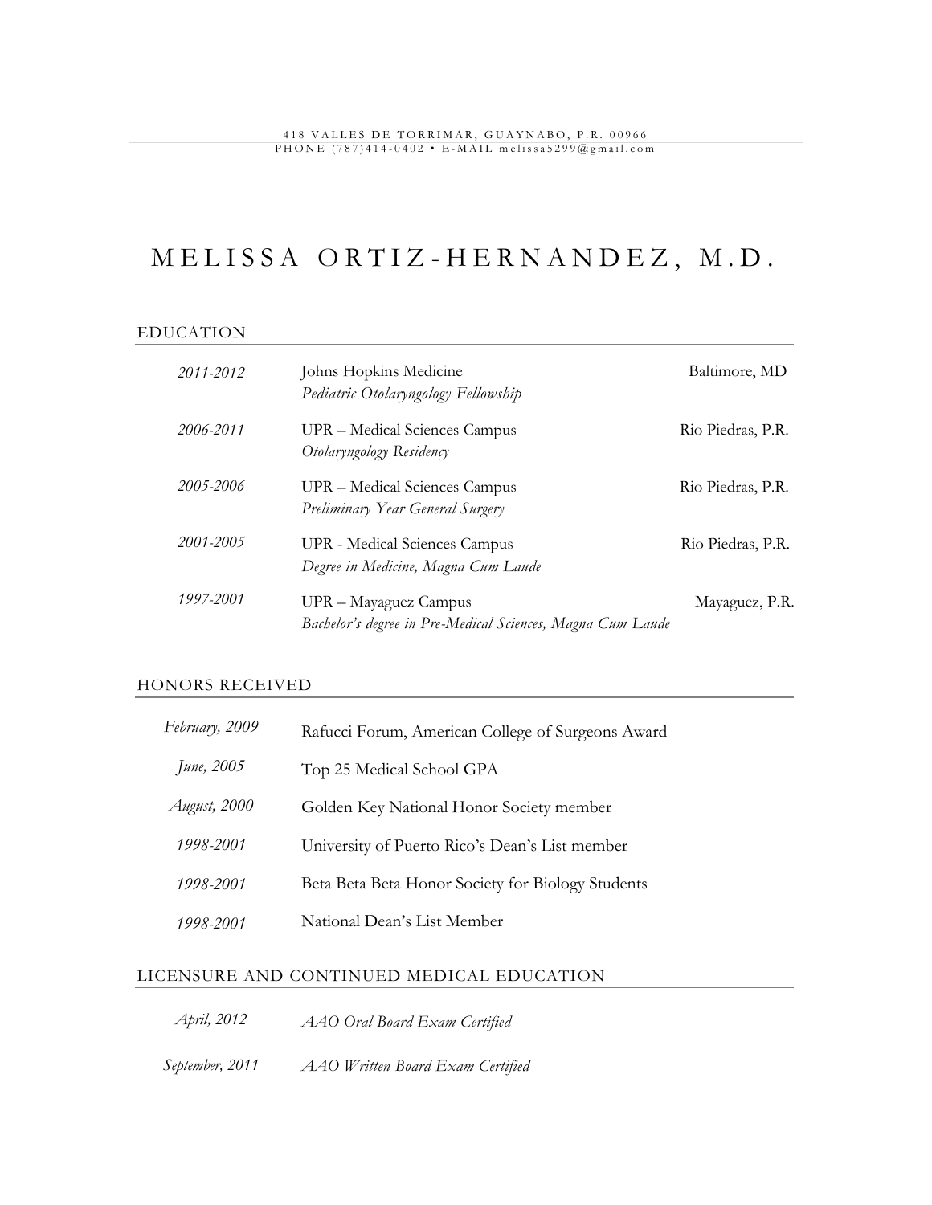418 VALLES DE TORRIMAR, GUAYNABO, P.R. 00966
PHONE (787)414-0402 • E-MAIL melissa5299@gmail.com

# MELISSA ORTIZ-HERNANDEZ, M.D.

## EDUCATION

| | | |
|---|---|---|
| *2011-2012* | Johns Hopkins Medicine<br>*Pediatric Otolaryngology Fellowship* | Baltimore, MD |
| *2006-2011* | UPR – Medical Sciences Campus<br>*Otolaryngology Residency* | Rio Piedras, P.R. |
| *2005-2006* | UPR – Medical Sciences Campus<br>*Preliminary Year General Surgery* | Rio Piedras, P.R. |
| *2001-2005* | UPR - Medical Sciences Campus<br>*Degree in Medicine, Magna Cum Laude* | Rio Piedras, P.R. |
| *1997-2001* | UPR – Mayaguez Campus<br>*Bachelor's degree in Pre-Medical Sciences, Magna Cum Laude* | Mayaguez, P.R. |

## HONORS RECEIVED

| | |
|---|---|
| *February, 2009* | Rafucci Forum, American College of Surgeons Award |
| *June, 2005* | Top 25 Medical School GPA |
| *August, 2000* | Golden Key National Honor Society member |
| *1998-2001* | University of Puerto Rico's Dean's List member |
| *1998-2001* | Beta Beta Beta Honor Society for Biology Students |
| *1998-2001* | National Dean's List Member |

## LICENSURE AND CONTINUED MEDICAL EDUCATION

| | |
|---|---|
| *April, 2012* | *AAO Oral Board Exam Certified* |
| *September, 2011* | *AAO Written Board Exam Certified* |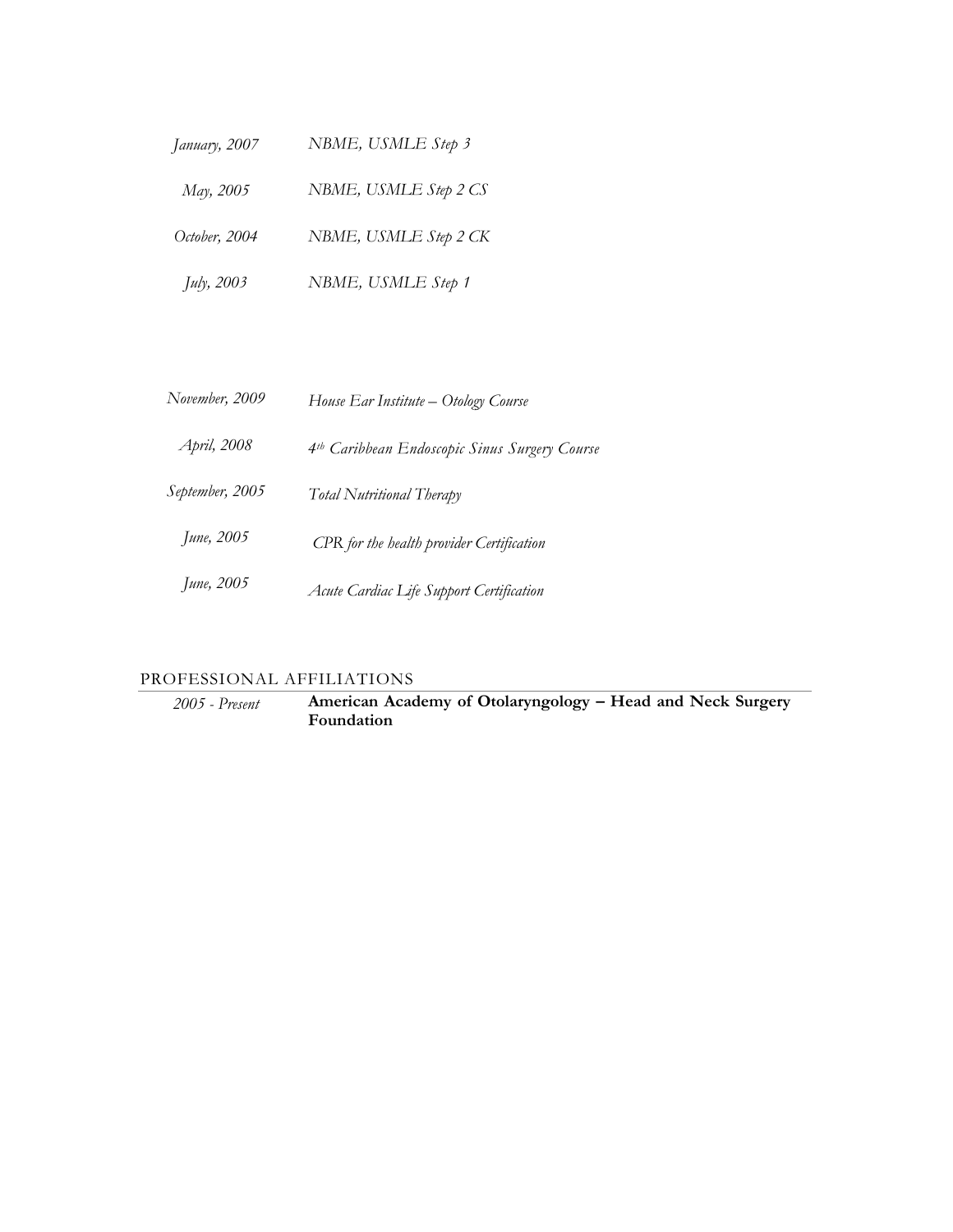| | |
|---|---|
| *January, 2007* | *NBME, USMLE Step 3* |
| *May, 2005* | *NBME, USMLE Step 2 CS* |
| *October, 2004* | *NBME, USMLE Step 2 CK* |
| *July, 2003* | *NBME, USMLE Step 1* |

| | |
|---|---|
| *November, 2009* | *House Ear Institute – Otology Course* |
| *April, 2008* | *4th Caribbean Endoscopic Sinus Surgery Course* |
| *September, 2005* | *Total Nutritional Therapy* |
| *June, 2005* | *CPR for the health provider Certification* |
| *June, 2005* | *Acute Cardiac Life Support Certification* |

## PROFESSIONAL AFFILIATIONS

| | |
|---|---|
| *2005 - Present* | **American Academy of Otolaryngology – Head and Neck Surgery Foundation** |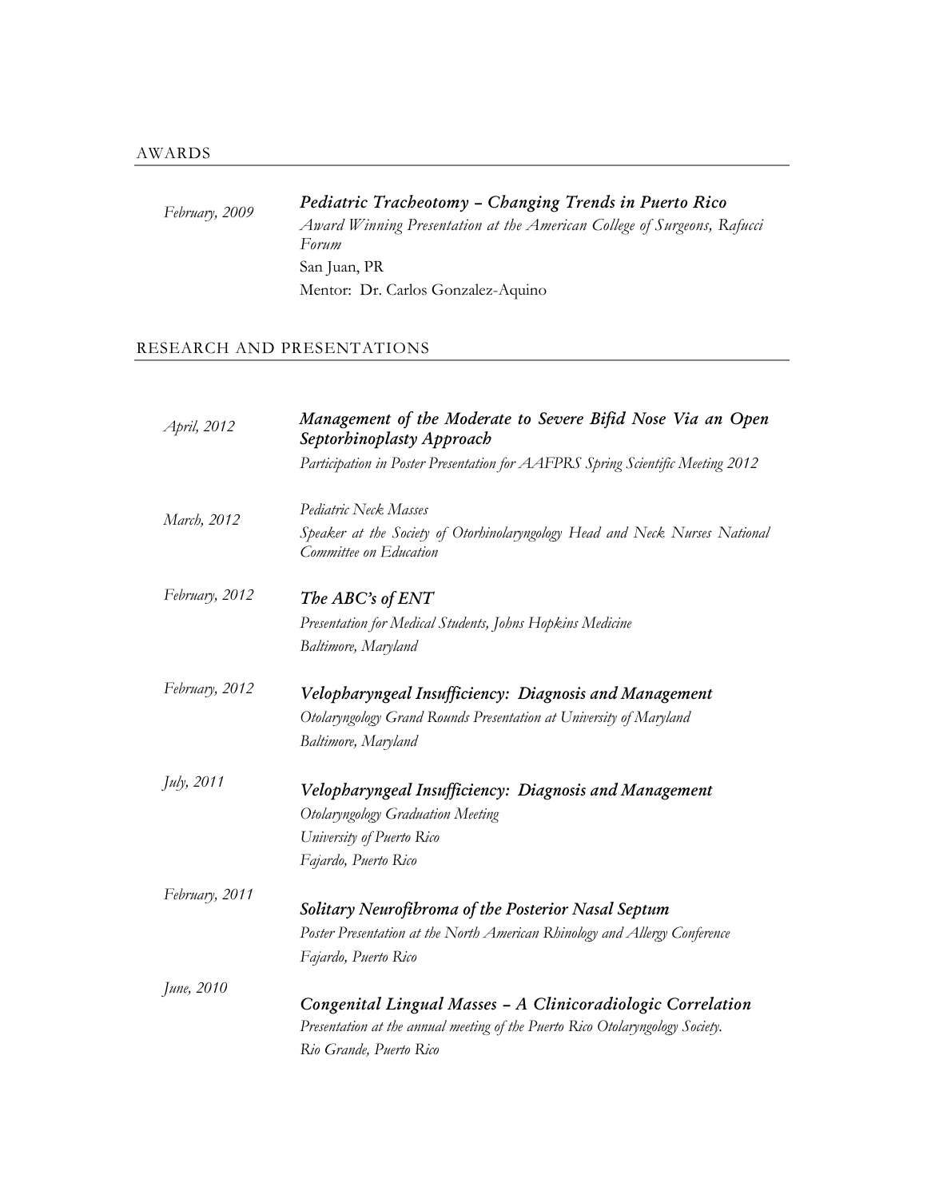## AWARDS

*February, 2009*

***Pediatric Tracheotomy – Changing Trends in Puerto Rico***
*Award Winning Presentation at the American College of Surgeons, Rafucci Forum*
San Juan, PR
Mentor: Dr. Carlos Gonzalez-Aquino

## RESEARCH AND PRESENTATIONS

*April, 2012*

***Management of the Moderate to Severe Bifid Nose Via an Open Septorhinoplasty Approach***
*Participation in Poster Presentation for AAFPRS Spring Scientific Meeting 2012*

*March, 2012*

*Pediatric Neck Masses*
*Speaker at the Society of Otorhinolaryngology Head and Neck Nurses National Committee on Education*

*February, 2012*

***The ABC's of ENT***
*Presentation for Medical Students, Johns Hopkins Medicine*
*Baltimore, Maryland*

*February, 2012*

***Velopharyngeal Insufficiency: Diagnosis and Management***
*Otolaryngology Grand Rounds Presentation at University of Maryland*
*Baltimore, Maryland*

*July, 2011*

***Velopharyngeal Insufficiency: Diagnosis and Management***
*Otolaryngology Graduation Meeting*
*University of Puerto Rico*
*Fajardo, Puerto Rico*

*February, 2011*

***Solitary Neurofibroma of the Posterior Nasal Septum***
*Poster Presentation at the North American Rhinology and Allergy Conference*
*Fajardo, Puerto Rico*

*June, 2010*

***Congenital Lingual Masses – A Clinicoradiologic Correlation***
*Presentation at the annual meeting of the Puerto Rico Otolaryngology Society.*
*Rio Grande, Puerto Rico*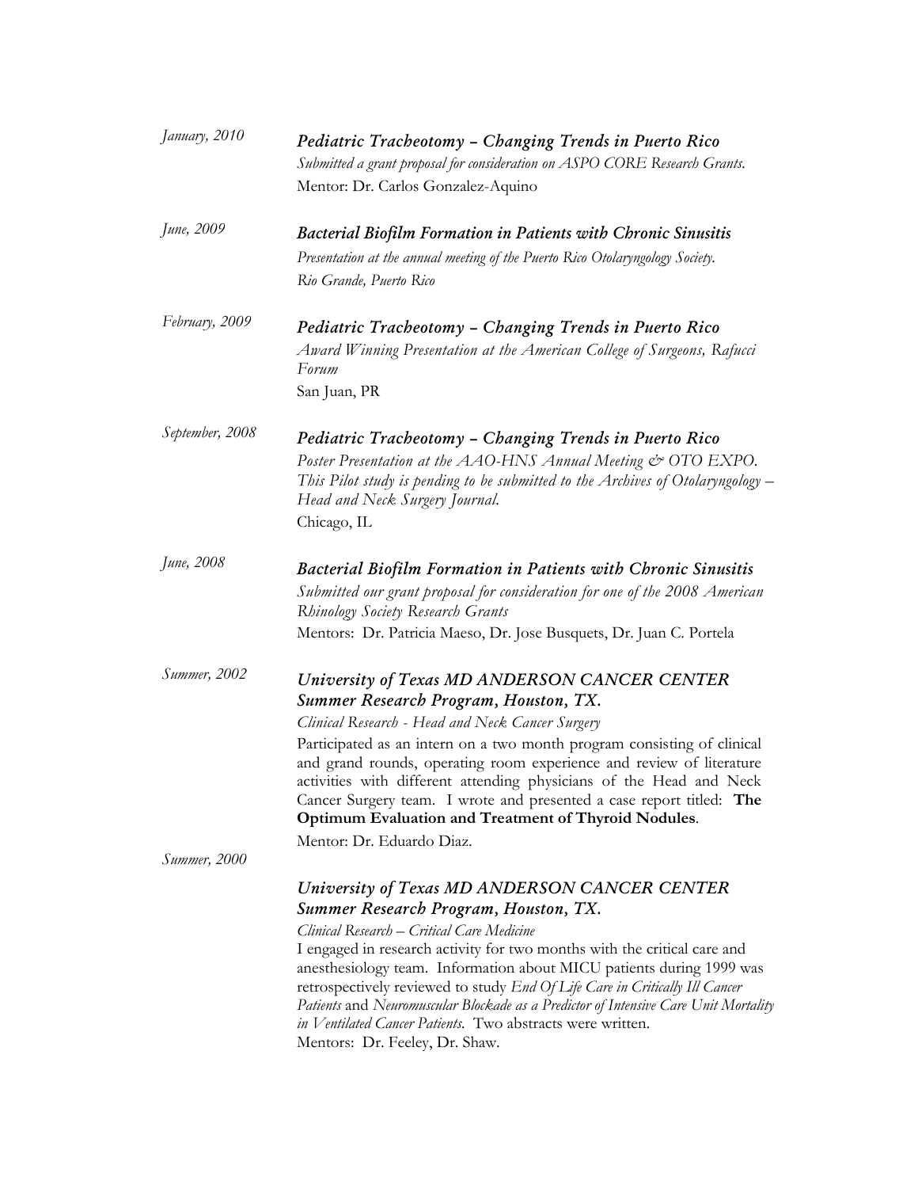*January, 2010*

***Pediatric Tracheotomy – Changing Trends in Puerto Rico***
*Submitted a grant proposal for consideration on ASPO CORE Research Grants.*
Mentor: Dr. Carlos Gonzalez-Aquino

*June, 2009*

***Bacterial Biofilm Formation in Patients with Chronic Sinusitis***
*Presentation at the annual meeting of the Puerto Rico Otolaryngology Society.*
*Rio Grande, Puerto Rico*

*February, 2009*

***Pediatric Tracheotomy – Changing Trends in Puerto Rico***
*Award Winning Presentation at the American College of Surgeons, Rafucci Forum*
San Juan, PR

*September, 2008*

***Pediatric Tracheotomy – Changing Trends in Puerto Rico***
*Poster Presentation at the AAO-HNS Annual Meeting & OTO EXPO. This Pilot study is pending to be submitted to the Archives of Otolaryngology – Head and Neck Surgery Journal.*
Chicago, IL

*June, 2008*

***Bacterial Biofilm Formation in Patients with Chronic Sinusitis***
*Submitted our grant proposal for consideration for one of the 2008 American Rhinology Society Research Grants*
Mentors: Dr. Patricia Maeso, Dr. Jose Busquets, Dr. Juan C. Portela

*Summer, 2002*

***University of Texas MD ANDERSON CANCER CENTER Summer Research Program, Houston, TX.***
*Clinical Research - Head and Neck Cancer Surgery*
Participated as an intern on a two month program consisting of clinical and grand rounds, operating room experience and review of literature activities with different attending physicians of the Head and Neck Cancer Surgery team. I wrote and presented a case report titled: **The Optimum Evaluation and Treatment of Thyroid Nodules**.
Mentor: Dr. Eduardo Diaz.

*Summer, 2000*

***University of Texas MD ANDERSON CANCER CENTER Summer Research Program, Houston, TX.***
*Clinical Research – Critical Care Medicine*
I engaged in research activity for two months with the critical care and anesthesiology team. Information about MICU patients during 1999 was retrospectively reviewed to study *End Of Life Care in Critically Ill Cancer Patients* and *Neuromuscular Blockade as a Predictor of Intensive Care Unit Mortality in Ventilated Cancer Patients*. Two abstracts were written.
Mentors: Dr. Feeley, Dr. Shaw.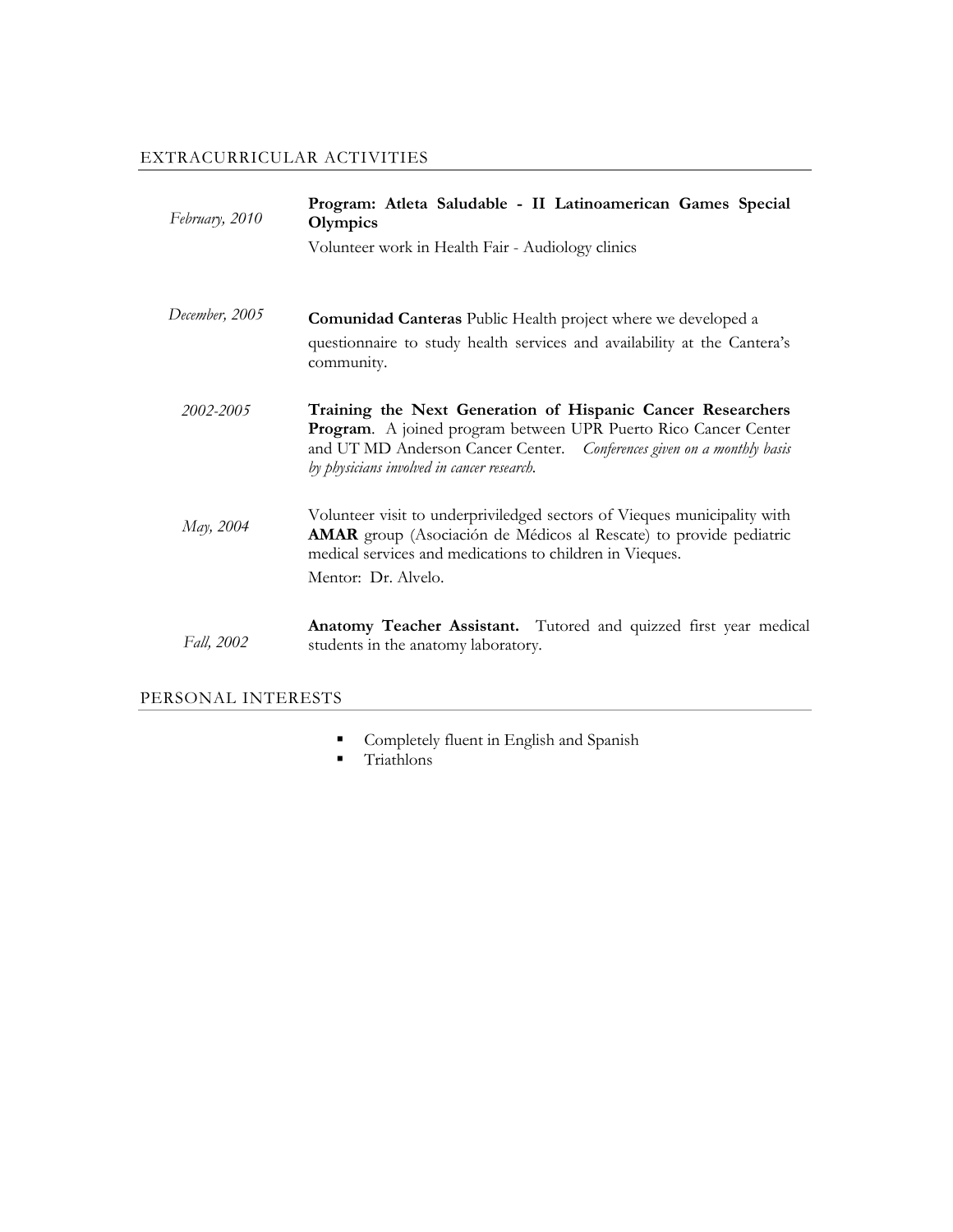## EXTRACURRICULAR ACTIVITIES

*February, 2010*

**Program: Atleta Saludable - II Latinoamerican Games Special Olympics**

Volunteer work in Health Fair - Audiology clinics

*December, 2005*

**Comunidad Canteras** Public Health project where we developed a questionnaire to study health services and availability at the Cantera's community.

*2002-2005*

**Training the Next Generation of Hispanic Cancer Researchers Program**. A joined program between UPR Puerto Rico Cancer Center and UT MD Anderson Cancer Center. *Conferences given on a monthly basis by physicians involved in cancer research.*

*May, 2004*

Volunteer visit to underpriviledged sectors of Vieques municipality with **AMAR** group (Asociación de Médicos al Rescate) to provide pediatric medical services and medications to children in Vieques.

Mentor: Dr. Alvelo.

*Fall, 2002*

**Anatomy Teacher Assistant.** Tutored and quizzed first year medical students in the anatomy laboratory.

## PERSONAL INTERESTS

- Completely fluent in English and Spanish
- Triathlons